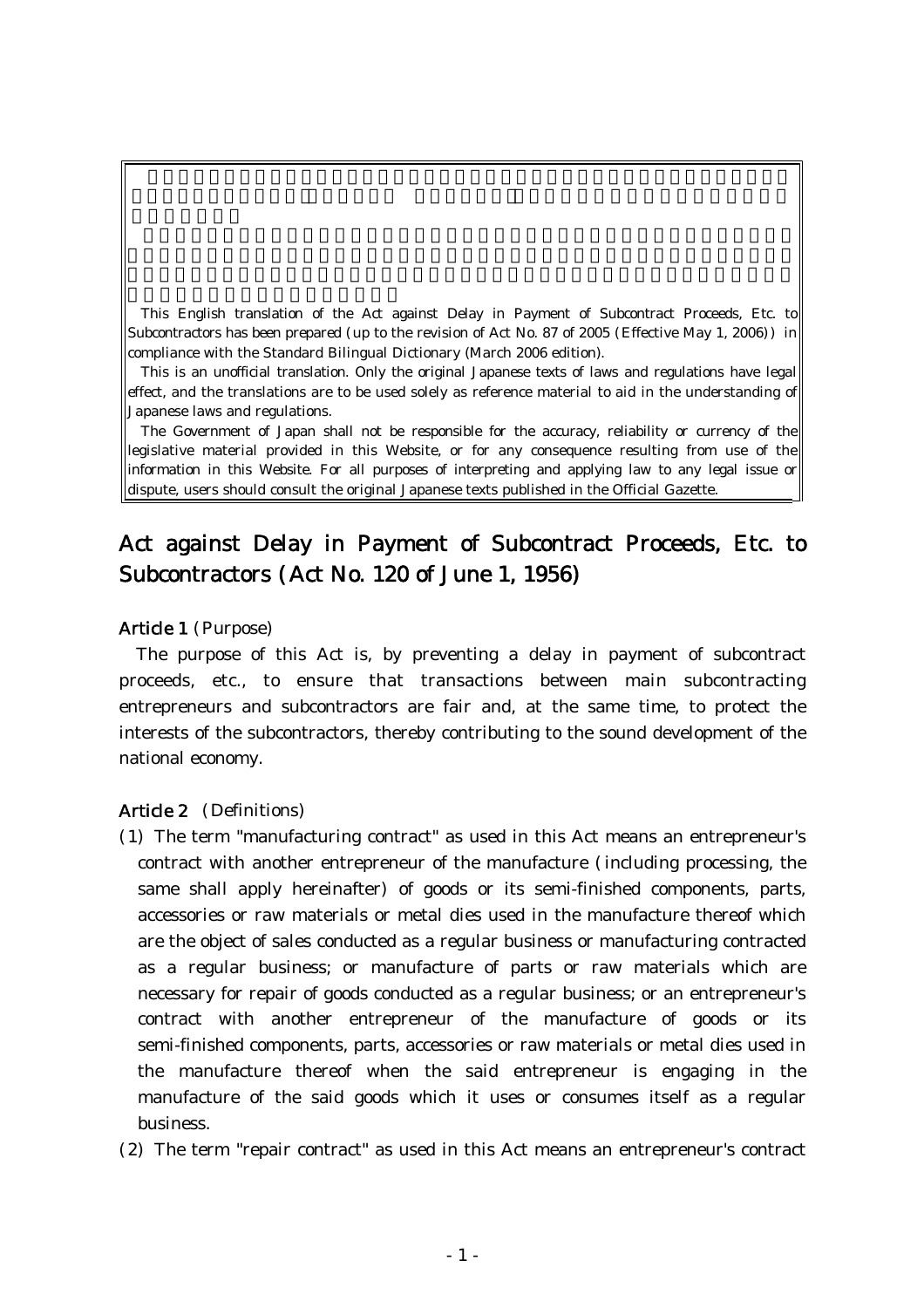This English translation of the Act against Delay in Payment of Subcontract Proceeds, Etc. to Subcontractors has been prepared (up to the revision of Act No. 87 of 2005 (Effective May 1, 2006)) in compliance with the Standard Bilingual Dictionary (March 2006 edition).

This is an unofficial translation. Only the original Japanese texts of laws and regulations have legal effect, and the translations are to be used solely as reference material to aid in the understanding of Japanese laws and regulations.

The Government of Japan shall not be responsible for the accuracy, reliability or currency of the legislative material provided in this Website, or for any consequence resulting from use of the information in this Website. For all purposes of interpreting and applying law to any legal issue or dispute, users should consult the original Japanese texts published in the Official Gazette.

# Act against Delay in Payment of Subcontract Proceeds, Etc. to Subcontractors (Act No. 120 of June 1, 1956)

**Article 1** (Purpose)

The purpose of this Act is, by preventing a delay in payment of subcontract proceeds, etc., to ensure that transactions between main subcontracting entrepreneurs and subcontractors are fair and, at the same time, to protect the interests of the subcontractors, thereby contributing to the sound development of the national economy.

**Article 2** (Definitions)

(1) The term "manufacturing contract" as used in this Act means an entrepreneur's contract with another entrepreneur of the manufacture (including processing, the same shall apply hereinafter) of goods or its semi-finished components, parts, accessories or raw materials or metal dies used in the manufacture thereof which are the object of sales conducted as a regular business or manufacturing contracted as a regular business; or manufacture of parts or raw materials which are necessary for repair of goods conducted as a regular business; or an entrepreneur's contract with another entrepreneur of the manufacture of goods or its semi-finished components, parts, accessories or raw materials or metal dies used in the manufacture thereof when the said entrepreneur is engaging in the manufacture of the said goods which it uses or consumes itself as a regular business.

(2) The term "repair contract" as used in this Act means an entrepreneur's contract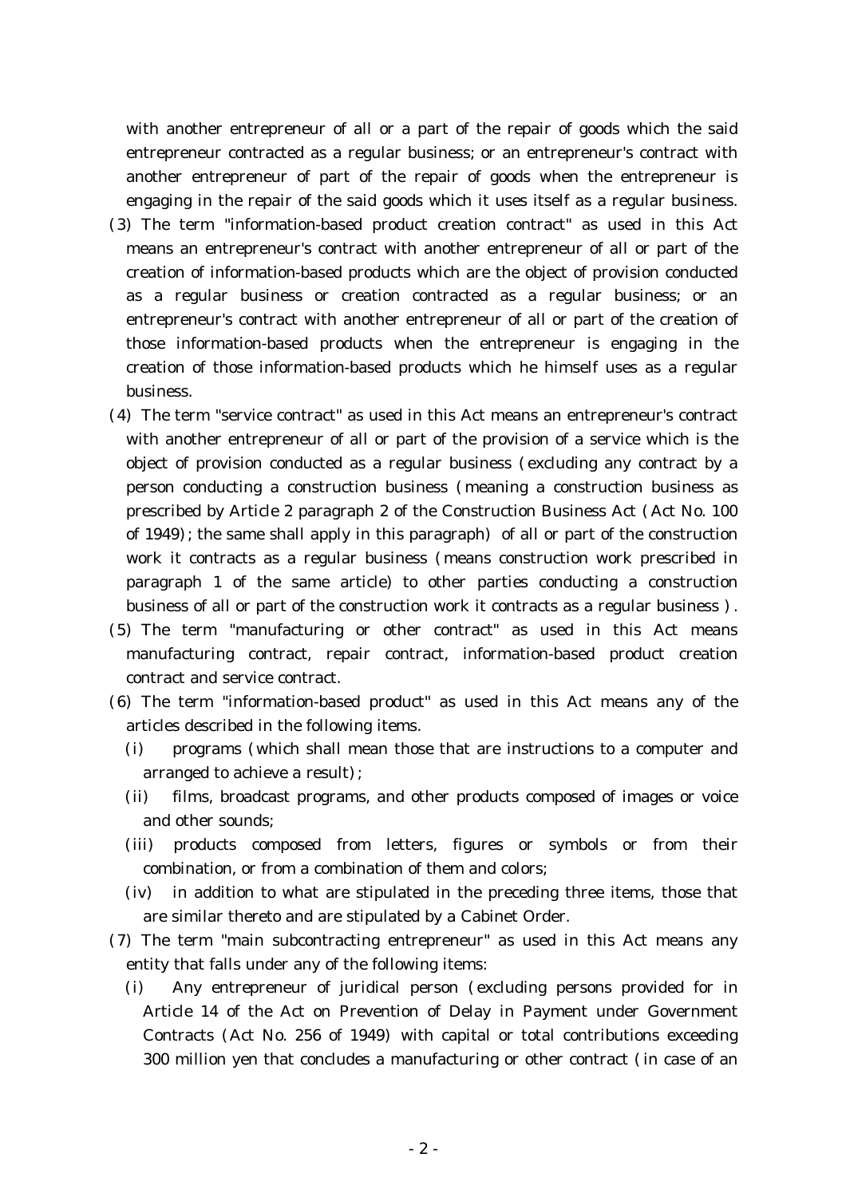with another entrepreneur of all or a part of the repair of goods which the said entrepreneur contracted as a regular business; or an entrepreneur's contract with another entrepreneur of part of the repair of goods when the entrepreneur is engaging in the repair of the said goods which it uses itself as a regular business.

(3) The term "information-based product creation contract" as used in this Act means an entrepreneur's contract with another entrepreneur of all or part of the creation of information-based products which are the object of provision conducted as a regular business or creation contracted as a regular business; or an entrepreneur's contract with another entrepreneur of all or part of the creation of those information-based products when the entrepreneur is engaging in the creation of those information-based products which he himself uses as a regular business.

(4) The term "service contract" as used in this Act means an entrepreneur's contract with another entrepreneur of all or part of the provision of a service which is the object of provision conducted as a regular business (excluding any contract by a person conducting a construction business (meaning a construction business as prescribed by Article 2 paragraph 2 of the Construction Business Act (Act No. 100 of 1949); the same shall apply in this paragraph) of all or part of the construction work it contracts as a regular business (means construction work prescribed in paragraph 1 of the same article) to other parties conducting a construction business of all or part of the construction work it contracts as a regular business).

(5) The term "manufacturing or other contract" as used in this Act means manufacturing contract, repair contract, information-based product creation contract and service contract.

(6) The term "information-based product" as used in this Act means any of the articles described in the following items.

(i) programs (which shall mean those that are instructions to a computer and arranged to achieve a result);

(ii) films, broadcast programs, and other products composed of images or voice and other sounds;

(iii) products composed from letters, figures or symbols or from their combination, or from a combination of them and colors;

(iv) in addition to what are stipulated in the preceding three items, those that are similar thereto and are stipulated by a Cabinet Order.

(7) The term "main subcontracting entrepreneur" as used in this Act means any entity that falls under any of the following items:

(i) Any entrepreneur of juridical person (excluding persons provided for in Article 14 of the Act on Prevention of Delay in Payment under Government Contracts (Act No. 256 of 1949) with capital or total contributions exceeding 300 million yen that concludes a manufacturing or other contract (in case of an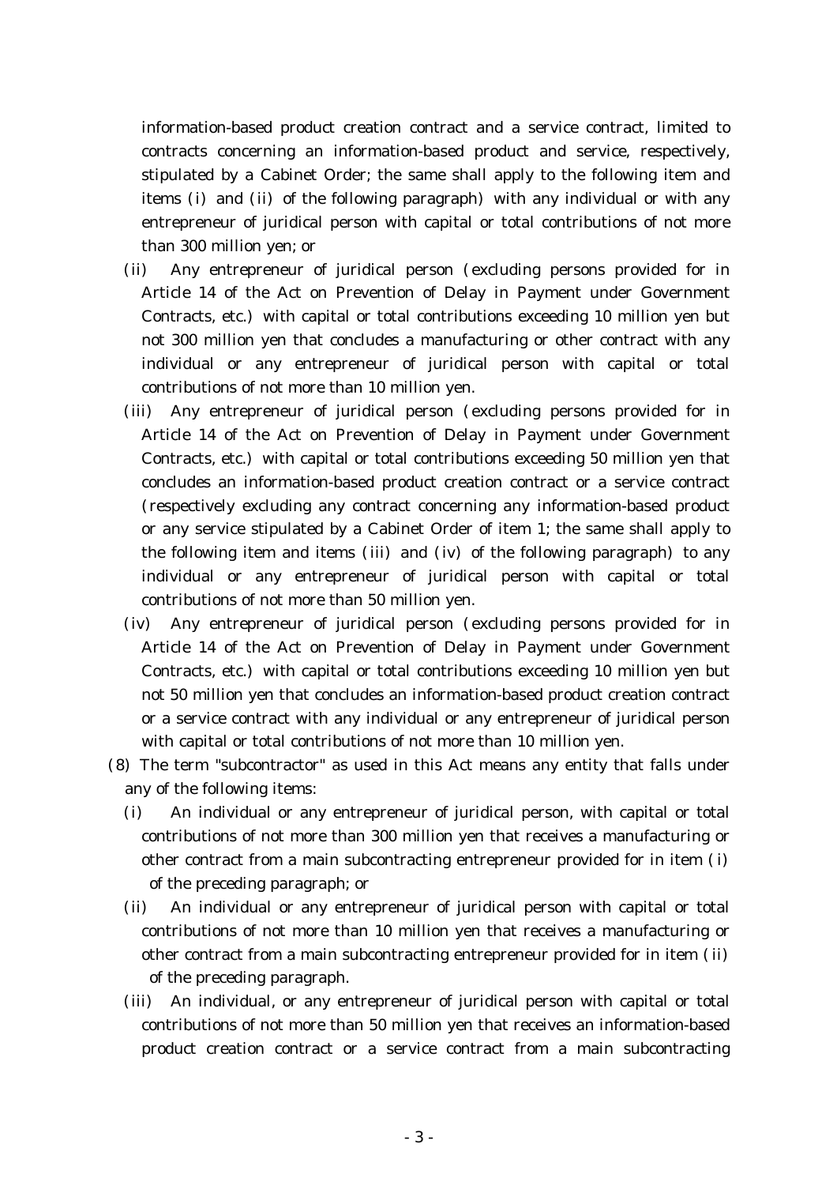information-based product creation contract and a service contract, limited to contracts concerning an information-based product and service, respectively, stipulated by a Cabinet Order; the same shall apply to the following item and items (i) and (ii) of the following paragraph) with any individual or with any entrepreneur of juridical person with capital or total contributions of not more than 300 million yen; or

(ii) Any entrepreneur of juridical person (excluding persons provided for in Article 14 of the Act on Prevention of Delay in Payment under Government Contracts, etc.) with capital or total contributions exceeding 10 million yen but not 300 million yen that concludes a manufacturing or other contract with any individual or any entrepreneur of juridical person with capital or total contributions of not more than 10 million yen.

(iii) Any entrepreneur of juridical person (excluding persons provided for in Article 14 of the Act on Prevention of Delay in Payment under Government Contracts, etc.) with capital or total contributions exceeding 50 million yen that concludes an information-based product creation contract or a service contract (respectively excluding any contract concerning any information-based product or any service stipulated by a Cabinet Order of item 1; the same shall apply to the following item and items (iii) and (iv) of the following paragraph) to any individual or any entrepreneur of juridical person with capital or total contributions of not more than 50 million yen.

(iv) Any entrepreneur of juridical person (excluding persons provided for in Article 14 of the Act on Prevention of Delay in Payment under Government Contracts, etc.) with capital or total contributions exceeding 10 million yen but not 50 million yen that concludes an information-based product creation contract or a service contract with any individual or any entrepreneur of juridical person with capital or total contributions of not more than 10 million yen.

(8) The term "subcontractor" as used in this Act means any entity that falls under any of the following items:

(i) An individual or any entrepreneur of juridical person, with capital or total contributions of not more than 300 million yen that receives a manufacturing or other contract from a main subcontracting entrepreneur provided for in item (i) of the preceding paragraph; or

(ii) An individual or any entrepreneur of juridical person with capital or total contributions of not more than 10 million yen that receives a manufacturing or other contract from a main subcontracting entrepreneur provided for in item (ii) of the preceding paragraph.

(iii) An individual, or any entrepreneur of juridical person with capital or total contributions of not more than 50 million yen that receives an information-based product creation contract or a service contract from a main subcontracting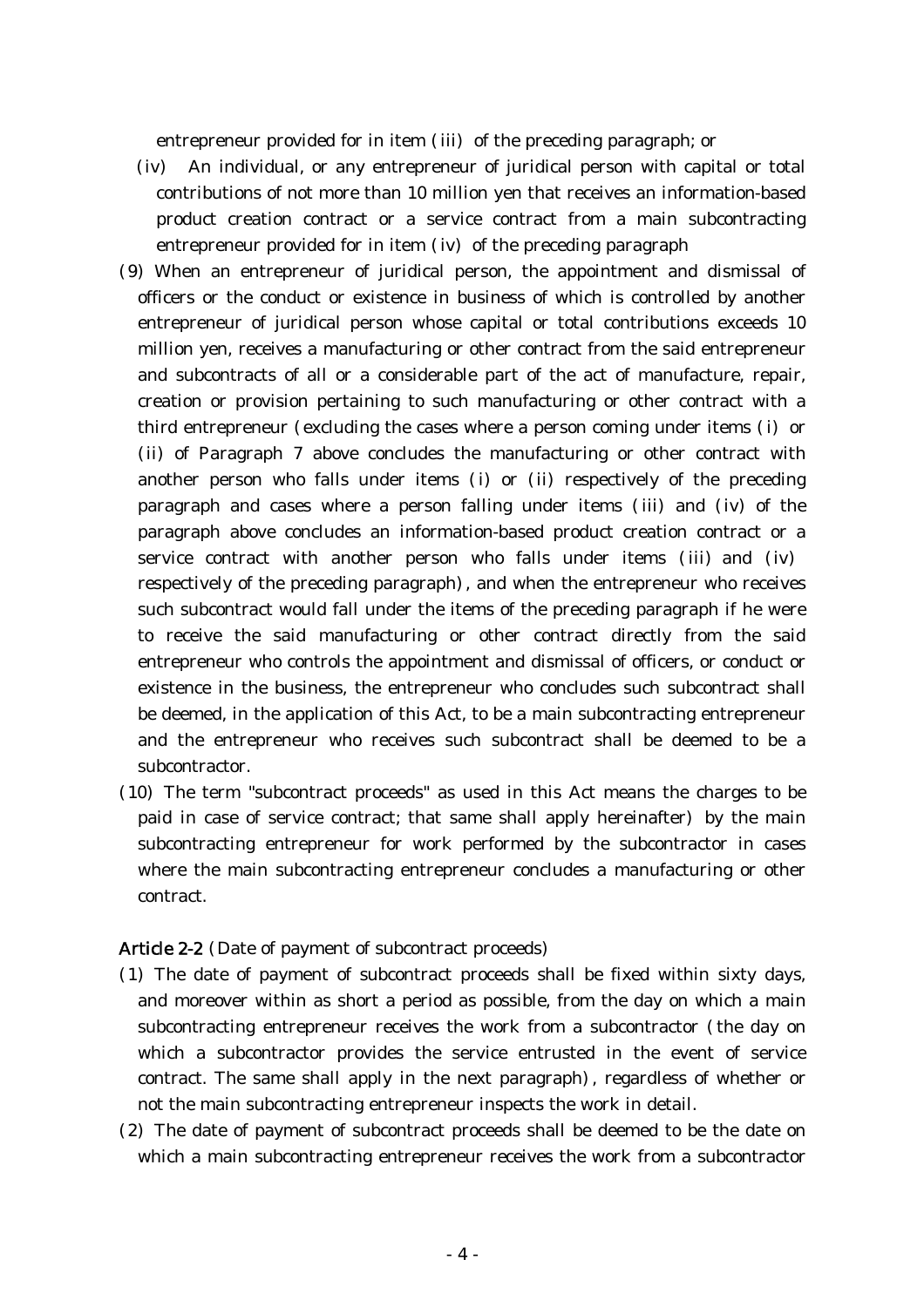entrepreneur provided for in item (iii) of the preceding paragraph; or

(iv) An individual, or any entrepreneur of juridical person with capital or total contributions of not more than 10 million yen that receives an information-based product creation contract or a service contract from a main subcontracting entrepreneur provided for in item (iv) of the preceding paragraph

(9) When an entrepreneur of juridical person, the appointment and dismissal of officers or the conduct or existence in business of which is controlled by another entrepreneur of juridical person whose capital or total contributions exceeds 10 million yen, receives a manufacturing or other contract from the said entrepreneur and subcontracts of all or a considerable part of the act of manufacture, repair, creation or provision pertaining to such manufacturing or other contract with a third entrepreneur (excluding the cases where a person coming under items (i) or (ii) of Paragraph 7 above concludes the manufacturing or other contract with another person who falls under items (i) or (ii) respectively of the preceding paragraph and cases where a person falling under items (iii) and (iv) of the paragraph above concludes an information-based product creation contract or a service contract with another person who falls under items (iii) and (iv) respectively of the preceding paragraph), and when the entrepreneur who receives such subcontract would fall under the items of the preceding paragraph if he were to receive the said manufacturing or other contract directly from the said entrepreneur who controls the appointment and dismissal of officers, or conduct or existence in the business, the entrepreneur who concludes such subcontract shall be deemed, in the application of this Act, to be a main subcontracting entrepreneur and the entrepreneur who receives such subcontract shall be deemed to be a subcontractor.

(10) The term "subcontract proceeds" as used in this Act means the charges to be paid in case of service contract; that same shall apply hereinafter) by the main subcontracting entrepreneur for work performed by the subcontractor in cases where the main subcontracting entrepreneur concludes a manufacturing or other contract.

**Article 2-2** (Date of payment of subcontract proceeds)

(1) The date of payment of subcontract proceeds shall be fixed within sixty days, and moreover within as short a period as possible, from the day on which a main subcontracting entrepreneur receives the work from a subcontractor (the day on which a subcontractor provides the service entrusted in the event of service contract. The same shall apply in the next paragraph), regardless of whether or not the main subcontracting entrepreneur inspects the work in detail.

(2) The date of payment of subcontract proceeds shall be deemed to be the date on which a main subcontracting entrepreneur receives the work from a subcontractor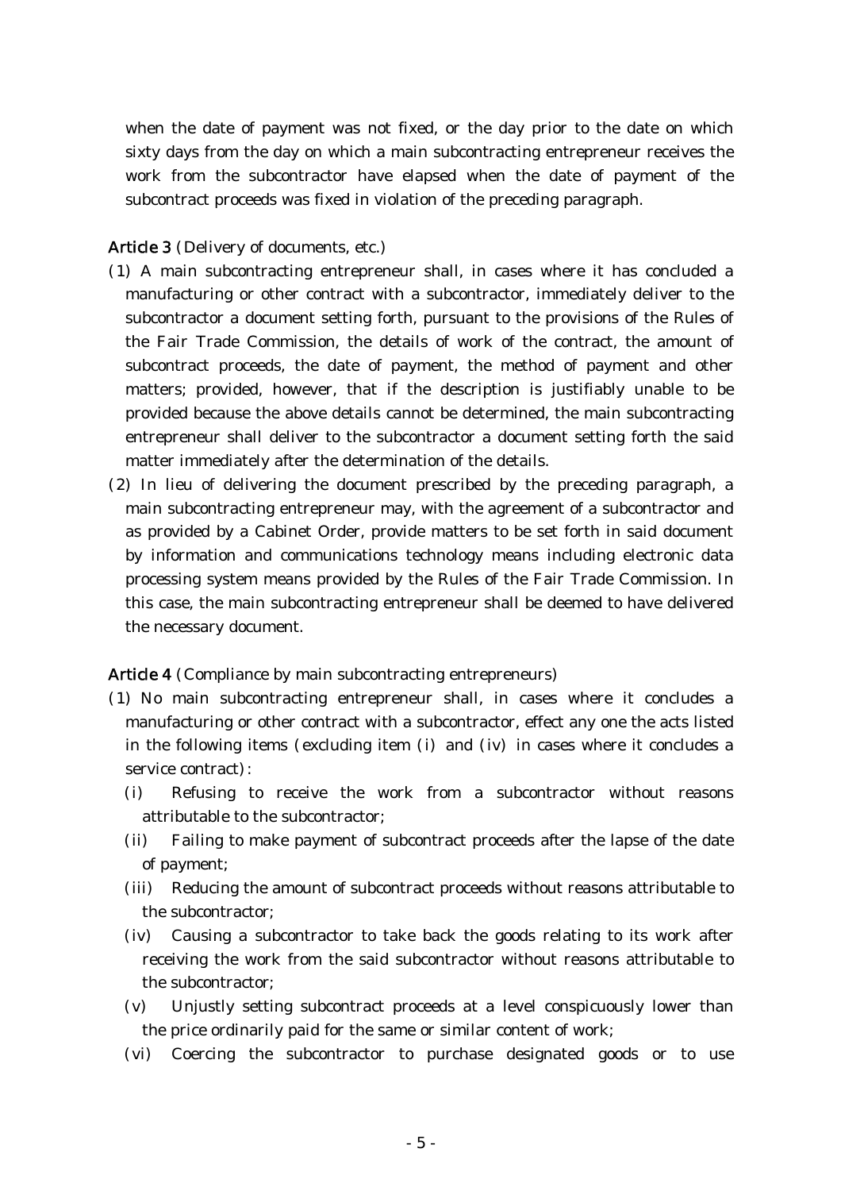when the date of payment was not fixed, or the day prior to the date on which sixty days from the day on which a main subcontracting entrepreneur receives the work from the subcontractor have elapsed when the date of payment of the subcontract proceeds was fixed in violation of the preceding paragraph.

**Article 3** (Delivery of documents, etc.)

(1) A main subcontracting entrepreneur shall, in cases where it has concluded a manufacturing or other contract with a subcontractor, immediately deliver to the subcontractor a document setting forth, pursuant to the provisions of the Rules of the Fair Trade Commission, the details of work of the contract, the amount of subcontract proceeds, the date of payment, the method of payment and other matters; provided, however, that if the description is justifiably unable to be provided because the above details cannot be determined, the main subcontracting entrepreneur shall deliver to the subcontractor a document setting forth the said matter immediately after the determination of the details.

(2) In lieu of delivering the document prescribed by the preceding paragraph, a main subcontracting entrepreneur may, with the agreement of a subcontractor and as provided by a Cabinet Order, provide matters to be set forth in said document by information and communications technology means including electronic data processing system means provided by the Rules of the Fair Trade Commission. In this case, the main subcontracting entrepreneur shall be deemed to have delivered the necessary document.

**Article 4** (Compliance by main subcontracting entrepreneurs)

(1) No main subcontracting entrepreneur shall, in cases where it concludes a manufacturing or other contract with a subcontractor, effect any one the acts listed in the following items (excluding item (i) and (iv) in cases where it concludes a service contract):

(i) Refusing to receive the work from a subcontractor without reasons attributable to the subcontractor;

(ii) Failing to make payment of subcontract proceeds after the lapse of the date of payment;

(iii) Reducing the amount of subcontract proceeds without reasons attributable to the subcontractor;

(iv) Causing a subcontractor to take back the goods relating to its work after receiving the work from the said subcontractor without reasons attributable to the subcontractor;

(v) Unjustly setting subcontract proceeds at a level conspicuously lower than the price ordinarily paid for the same or similar content of work;

(vi) Coercing the subcontractor to purchase designated goods or to use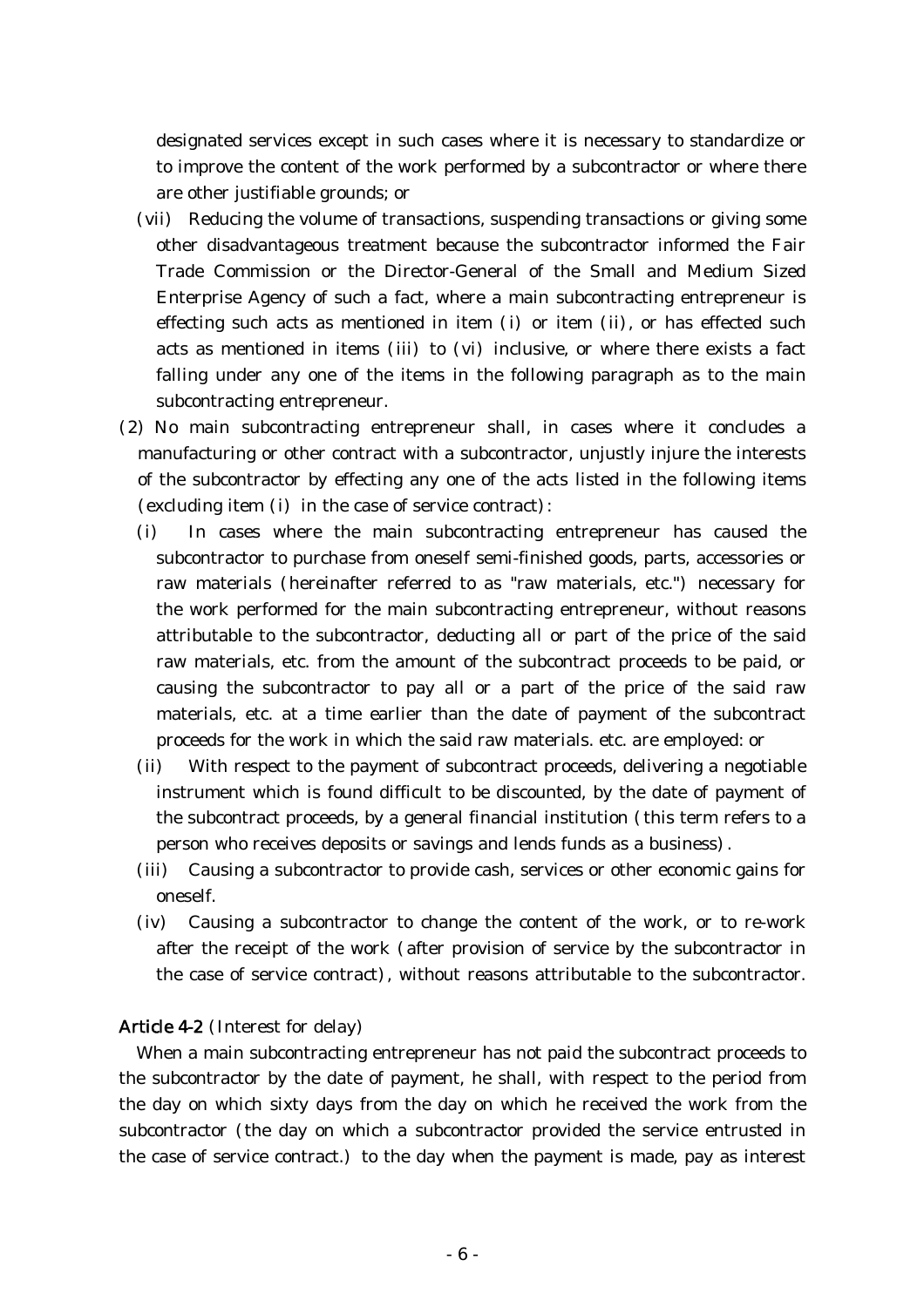designated services except in such cases where it is necessary to standardize or to improve the content of the work performed by a subcontractor or where there are other justifiable grounds; or

(vii) Reducing the volume of transactions, suspending transactions or giving some other disadvantageous treatment because the subcontractor informed the Fair Trade Commission or the Director-General of the Small and Medium Sized Enterprise Agency of such a fact, where a main subcontracting entrepreneur is effecting such acts as mentioned in item (i) or item (ii), or has effected such acts as mentioned in items (iii) to (vi) inclusive, or where there exists a fact falling under any one of the items in the following paragraph as to the main subcontracting entrepreneur.

(2) No main subcontracting entrepreneur shall, in cases where it concludes a manufacturing or other contract with a subcontractor, unjustly injure the interests of the subcontractor by effecting any one of the acts listed in the following items (excluding item (i) in the case of service contract):

(i) In cases where the main subcontracting entrepreneur has caused the subcontractor to purchase from oneself semi-finished goods, parts, accessories or raw materials (hereinafter referred to as "raw materials, etc.") necessary for the work performed for the main subcontracting entrepreneur, without reasons attributable to the subcontractor, deducting all or part of the price of the said raw materials, etc. from the amount of the subcontract proceeds to be paid, or causing the subcontractor to pay all or a part of the price of the said raw materials, etc. at a time earlier than the date of payment of the subcontract proceeds for the work in which the said raw materials. etc. are employed: or

(ii) With respect to the payment of subcontract proceeds, delivering a negotiable instrument which is found difficult to be discounted, by the date of payment of the subcontract proceeds, by a general financial institution (this term refers to a person who receives deposits or savings and lends funds as a business).

(iii) Causing a subcontractor to provide cash, services or other economic gains for oneself.

(iv) Causing a subcontractor to change the content of the work, or to re-work after the receipt of the work (after provision of service by the subcontractor in the case of service contract), without reasons attributable to the subcontractor.

**Article 4-2** (Interest for delay)

When a main subcontracting entrepreneur has not paid the subcontract proceeds to the subcontractor by the date of payment, he shall, with respect to the period from the day on which sixty days from the day on which he received the work from the subcontractor (the day on which a subcontractor provided the service entrusted in the case of service contract.) to the day when the payment is made, pay as interest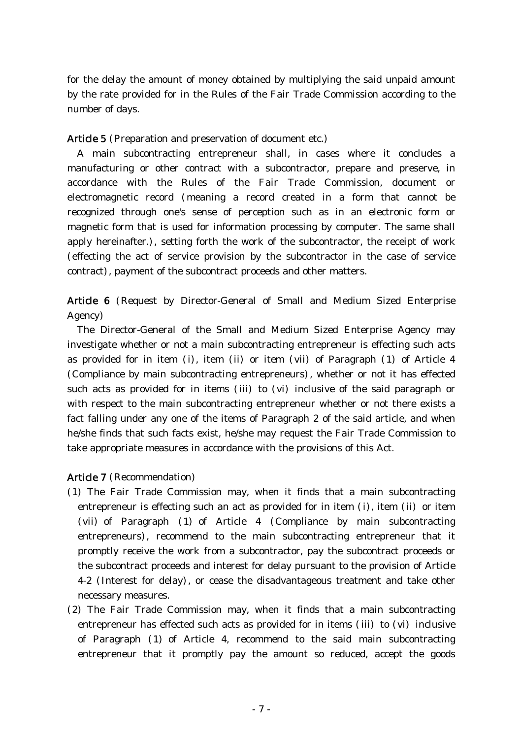for the delay the amount of money obtained by multiplying the said unpaid amount by the rate provided for in the Rules of the Fair Trade Commission according to the number of days.

**Article 5** (Preparation and preservation of document etc.)

A main subcontracting entrepreneur shall, in cases where it concludes a manufacturing or other contract with a subcontractor, prepare and preserve, in accordance with the Rules of the Fair Trade Commission, document or electromagnetic record (meaning a record created in a form that cannot be recognized through one's sense of perception such as in an electronic form or magnetic form that is used for information processing by computer. The same shall apply hereinafter.), setting forth the work of the subcontractor, the receipt of work (effecting the act of service provision by the subcontractor in the case of service contract), payment of the subcontract proceeds and other matters.

**Article 6** (Request by Director-General of Small and Medium Sized Enterprise Agency)

The Director-General of the Small and Medium Sized Enterprise Agency may investigate whether or not a main subcontracting entrepreneur is effecting such acts as provided for in item (i), item (ii) or item (vii) of Paragraph (1) of Article 4 (Compliance by main subcontracting entrepreneurs), whether or not it has effected such acts as provided for in items (iii) to (vi) inclusive of the said paragraph or with respect to the main subcontracting entrepreneur whether or not there exists a fact falling under any one of the items of Paragraph 2 of the said article, and when he/she finds that such facts exist, he/she may request the Fair Trade Commission to take appropriate measures in accordance with the provisions of this Act.

**Article 7** (Recommendation)

(1) The Fair Trade Commission may, when it finds that a main subcontracting entrepreneur is effecting such an act as provided for in item (i), item (ii) or item (vii) of Paragraph (1) of Article 4 (Compliance by main subcontracting entrepreneurs), recommend to the main subcontracting entrepreneur that it promptly receive the work from a subcontractor, pay the subcontract proceeds or the subcontract proceeds and interest for delay pursuant to the provision of Article 4-2 (Interest for delay), or cease the disadvantageous treatment and take other necessary measures.

(2) The Fair Trade Commission may, when it finds that a main subcontracting entrepreneur has effected such acts as provided for in items (iii) to (vi) inclusive of Paragraph (1) of Article 4, recommend to the said main subcontracting entrepreneur that it promptly pay the amount so reduced, accept the goods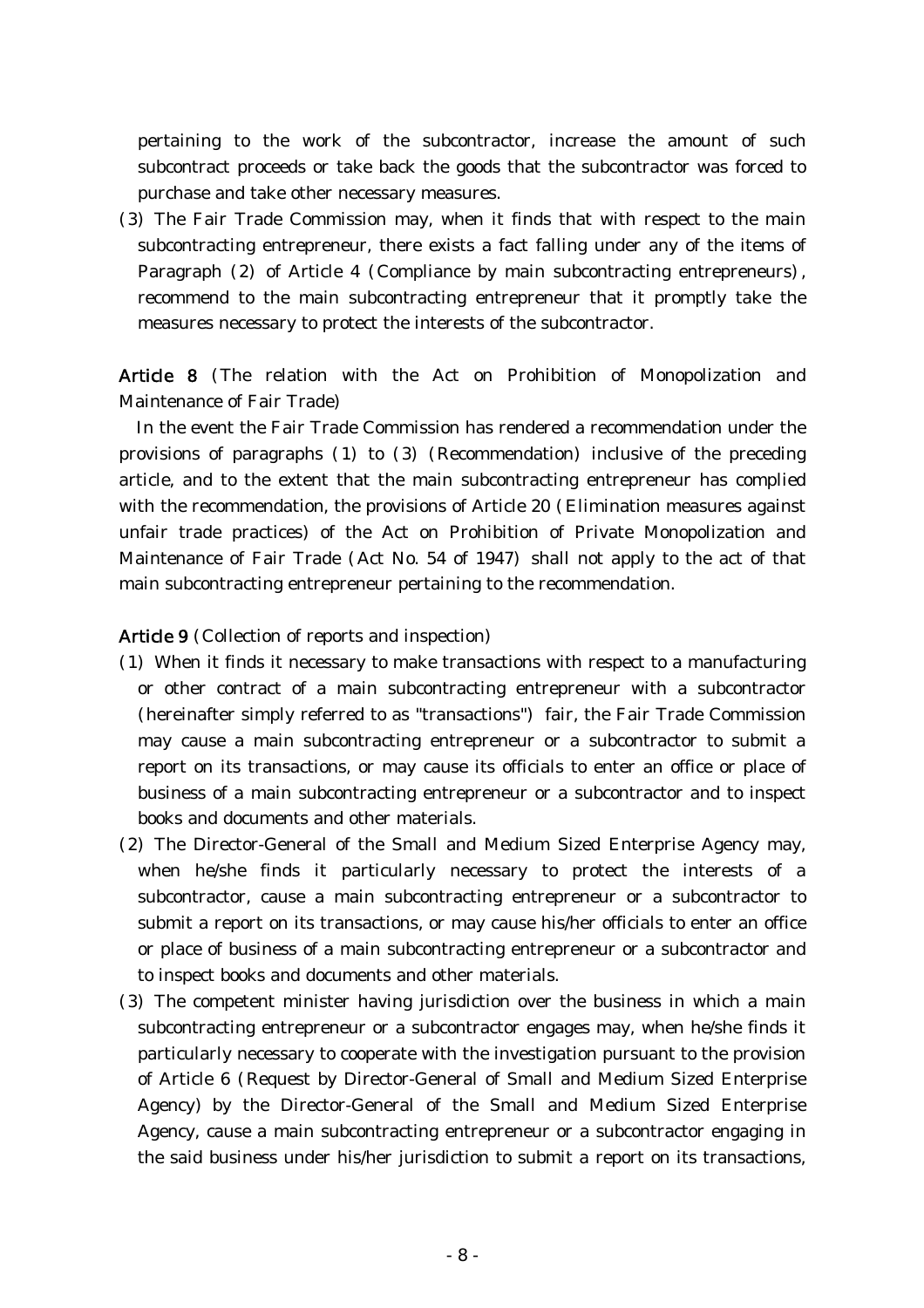pertaining to the work of the subcontractor, increase the amount of such subcontract proceeds or take back the goods that the subcontractor was forced to purchase and take other necessary measures.

(3) The Fair Trade Commission may, when it finds that with respect to the main subcontracting entrepreneur, there exists a fact falling under any of the items of Paragraph (2) of Article 4 (Compliance by main subcontracting entrepreneurs), recommend to the main subcontracting entrepreneur that it promptly take the measures necessary to protect the interests of the subcontractor.

**Article 8** (The relation with the Act on Prohibition of Monopolization and Maintenance of Fair Trade)

In the event the Fair Trade Commission has rendered a recommendation under the provisions of paragraphs (1) to (3) (Recommendation) inclusive of the preceding article, and to the extent that the main subcontracting entrepreneur has complied with the recommendation, the provisions of Article 20 (Elimination measures against unfair trade practices) of the Act on Prohibition of Private Monopolization and Maintenance of Fair Trade (Act No. 54 of 1947) shall not apply to the act of that main subcontracting entrepreneur pertaining to the recommendation.

**Article 9** (Collection of reports and inspection)

(1) When it finds it necessary to make transactions with respect to a manufacturing or other contract of a main subcontracting entrepreneur with a subcontractor (hereinafter simply referred to as "transactions") fair, the Fair Trade Commission may cause a main subcontracting entrepreneur or a subcontractor to submit a report on its transactions, or may cause its officials to enter an office or place of business of a main subcontracting entrepreneur or a subcontractor and to inspect books and documents and other materials.

(2) The Director-General of the Small and Medium Sized Enterprise Agency may, when he/she finds it particularly necessary to protect the interests of a subcontractor, cause a main subcontracting entrepreneur or a subcontractor to submit a report on its transactions, or may cause his/her officials to enter an office or place of business of a main subcontracting entrepreneur or a subcontractor and to inspect books and documents and other materials.

(3) The competent minister having jurisdiction over the business in which a main subcontracting entrepreneur or a subcontractor engages may, when he/she finds it particularly necessary to cooperate with the investigation pursuant to the provision of Article 6 (Request by Director-General of Small and Medium Sized Enterprise Agency) by the Director-General of the Small and Medium Sized Enterprise Agency, cause a main subcontracting entrepreneur or a subcontractor engaging in the said business under his/her jurisdiction to submit a report on its transactions,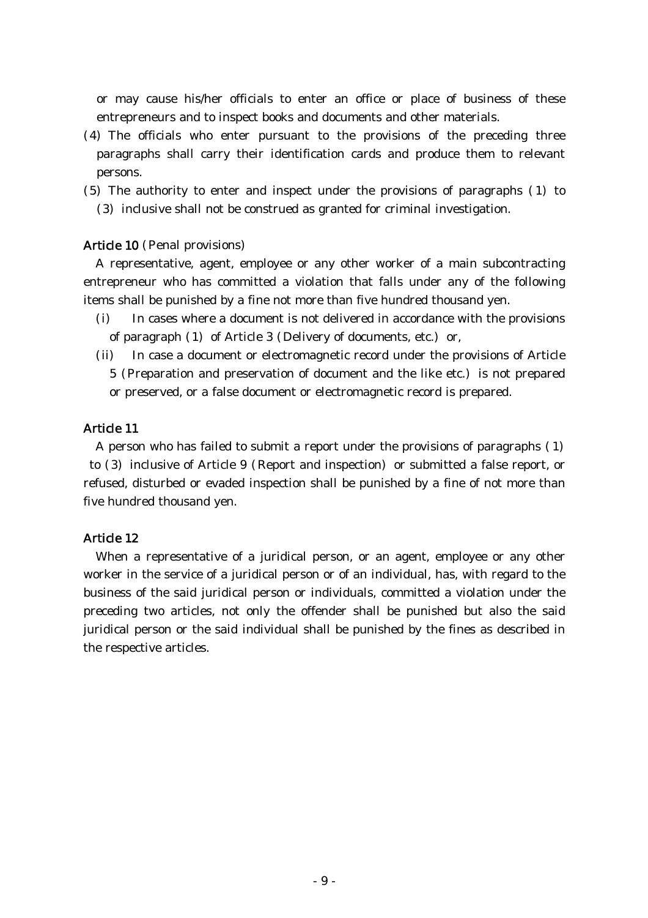or may cause his/her officials to enter an office or place of business of these entrepreneurs and to inspect books and documents and other materials.

(4) The officials who enter pursuant to the provisions of the preceding three paragraphs shall carry their identification cards and produce them to relevant persons.

(5) The authority to enter and inspect under the provisions of paragraphs (1) to (3) inclusive shall not be construed as granted for criminal investigation.

**Article 10** (Penal provisions)

A representative, agent, employee or any other worker of a main subcontracting entrepreneur who has committed a violation that falls under any of the following items shall be punished by a fine not more than five hundred thousand yen.

(i) In cases where a document is not delivered in accordance with the provisions of paragraph (1) of Article 3 (Delivery of documents, etc.) or,

(ii) In case a document or electromagnetic record under the provisions of Article 5 (Preparation and preservation of document and the like etc.) is not prepared or preserved, or a false document or electromagnetic record is prepared.

**Article 11**

A person who has failed to submit a report under the provisions of paragraphs (1) to (3) inclusive of Article 9 (Report and inspection) or submitted a false report, or refused, disturbed or evaded inspection shall be punished by a fine of not more than five hundred thousand yen.

**Article 12**

When a representative of a juridical person, or an agent, employee or any other worker in the service of a juridical person or of an individual, has, with regard to the business of the said juridical person or individuals, committed a violation under the preceding two articles, not only the offender shall be punished but also the said juridical person or the said individual shall be punished by the fines as described in the respective articles.